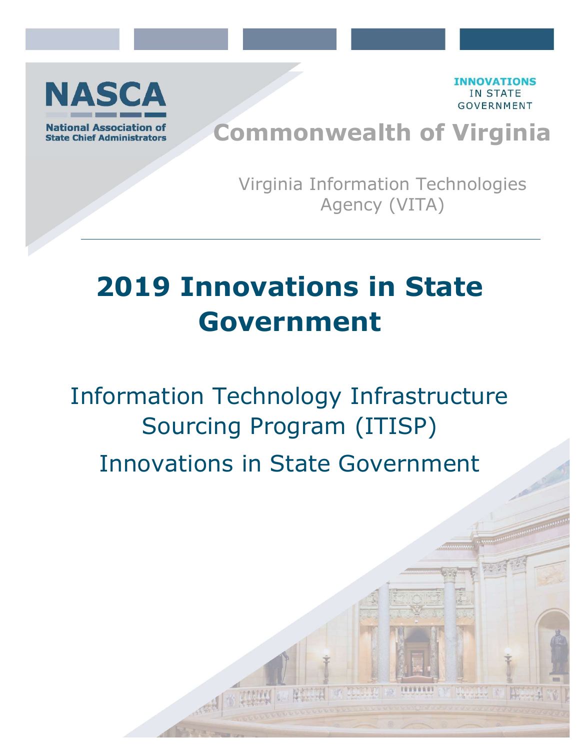**NASCA**

**National Association of State Chief Administrators**

**INNOVATIONS** IN STATE GOVERNMENT

## Commonwealth of Virginia

Virginia Information Technologies Agency (VITA)

# 2019 Innovations in State Government

## Information Technology Infrastructure Sourcing Program (ITISP)

## Innovations in State Government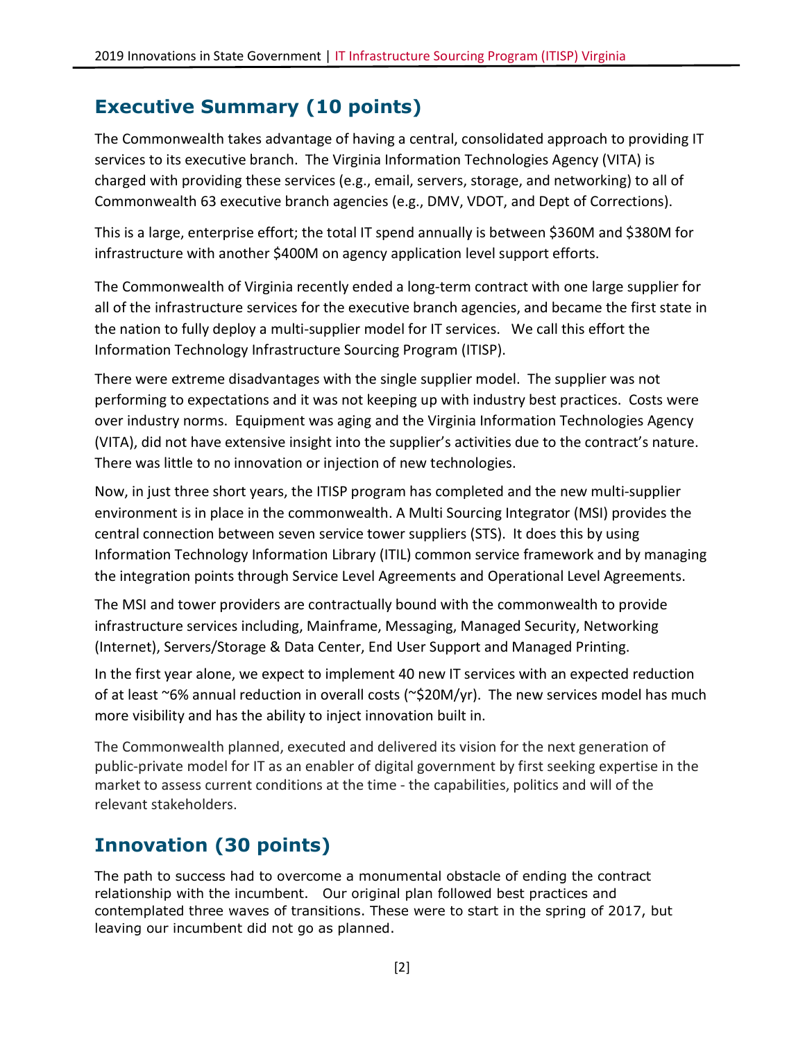## Executive Summary (10 points)

The Commonwealth takes advantage of having a central, consolidated approach to providing IT services to its executive branch. The Virginia Information Technologies Agency (VITA) is charged with providing these services (e.g., email, servers, storage, and networking) to all of Commonwealth 63 executive branch agencies (e.g., DMV, VDOT, and Dept of Corrections).

This is a large, enterprise effort; the total IT spend annually is between $360M and $380M for infrastructure with another $400M on agency application level support efforts.

The Commonwealth of Virginia recently ended a long-term contract with one large supplier for all of the infrastructure services for the executive branch agencies, and became the first state in the nation to fully deploy a multi-supplier model for IT services. We call this effort the Information Technology Infrastructure Sourcing Program (ITISP).

There were extreme disadvantages with the single supplier model. The supplier was not performing to expectations and it was not keeping up with industry best practices. Costs were over industry norms. Equipment was aging and the Virginia Information Technologies Agency (VITA), did not have extensive insight into the supplier's activities due to the contract's nature. There was little to no innovation or injection of new technologies.

Now, in just three short years, the ITISP program has completed and the new multi-supplier environment is in place in the commonwealth. A Multi Sourcing Integrator (MSI) provides the central connection between seven service tower suppliers (STS). It does this by using Information Technology Information Library (ITIL) common service framework and by managing the integration points through Service Level Agreements and Operational Level Agreements.

The MSI and tower providers are contractually bound with the commonwealth to provide infrastructure services including, Mainframe, Messaging, Managed Security, Networking (Internet), Servers/Storage & Data Center, End User Support and Managed Printing.

In the first year alone, we expect to implement 40 new IT services with an expected reduction of at least ~6% annual reduction in overall costs (~$20M/yr). The new services model has much more visibility and has the ability to inject innovation built in.

The Commonwealth planned, executed and delivered its vision for the next generation of public-private model for IT as an enabler of digital government by first seeking expertise in the market to assess current conditions at the time - the capabilities, politics and will of the relevant stakeholders.

## Innovation (30 points)

The path to success had to overcome a monumental obstacle of ending the contract relationship with the incumbent. Our original plan followed best practices and contemplated three waves of transitions. These were to start in the spring of 2017, but leaving our incumbent did not go as planned.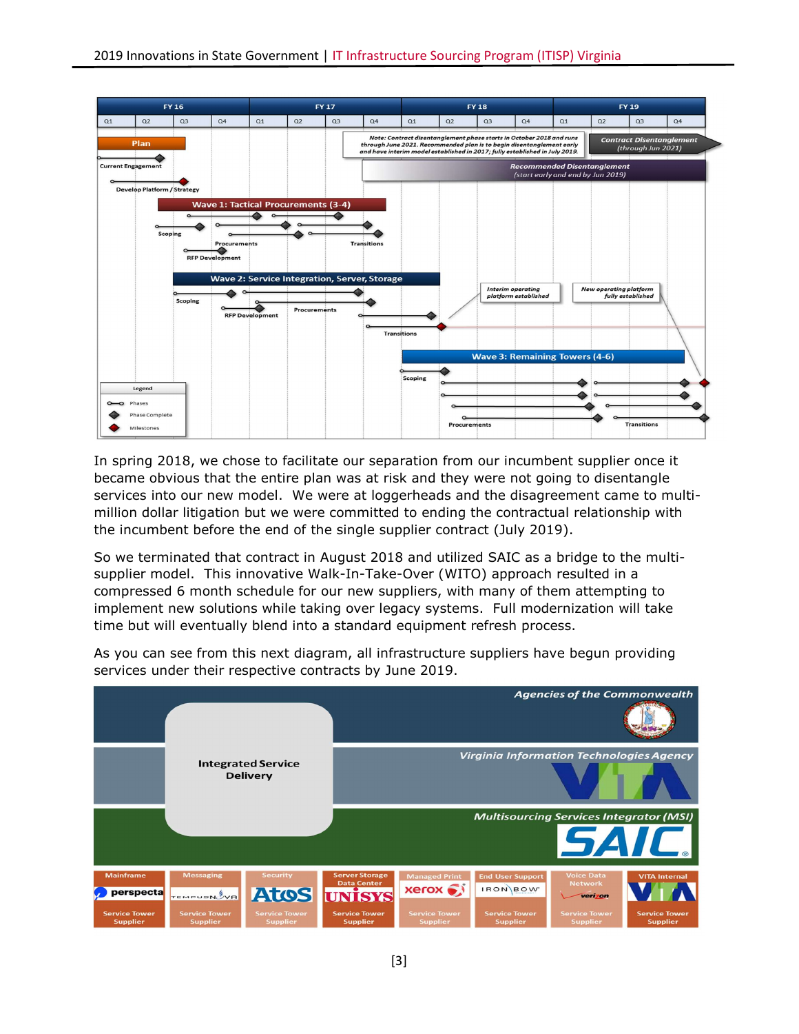In spring 2018, we chose to facilitate our separation from our incumbent supplier once it became obvious that the entire plan was at risk and they were not going to disentangle services into our new model. We were at loggerheads and the disagreement came to multi-million dollar litigation but we were committed to ending the contractual relationship with the incumbent before the end of the single supplier contract (July 2019).

So we terminated that contract in August 2018 and utilized SAIC as a bridge to the multi-supplier model. This innovative Walk-In-Take-Over (WITO) approach resulted in a compressed 6 month schedule for our new suppliers, with many of them attempting to implement new solutions while taking over legacy systems. Full modernization will take time but will eventually blend into a standard equipment refresh process.

As you can see from this next diagram, all infrastructure suppliers have begun providing services under their respective contracts by June 2019.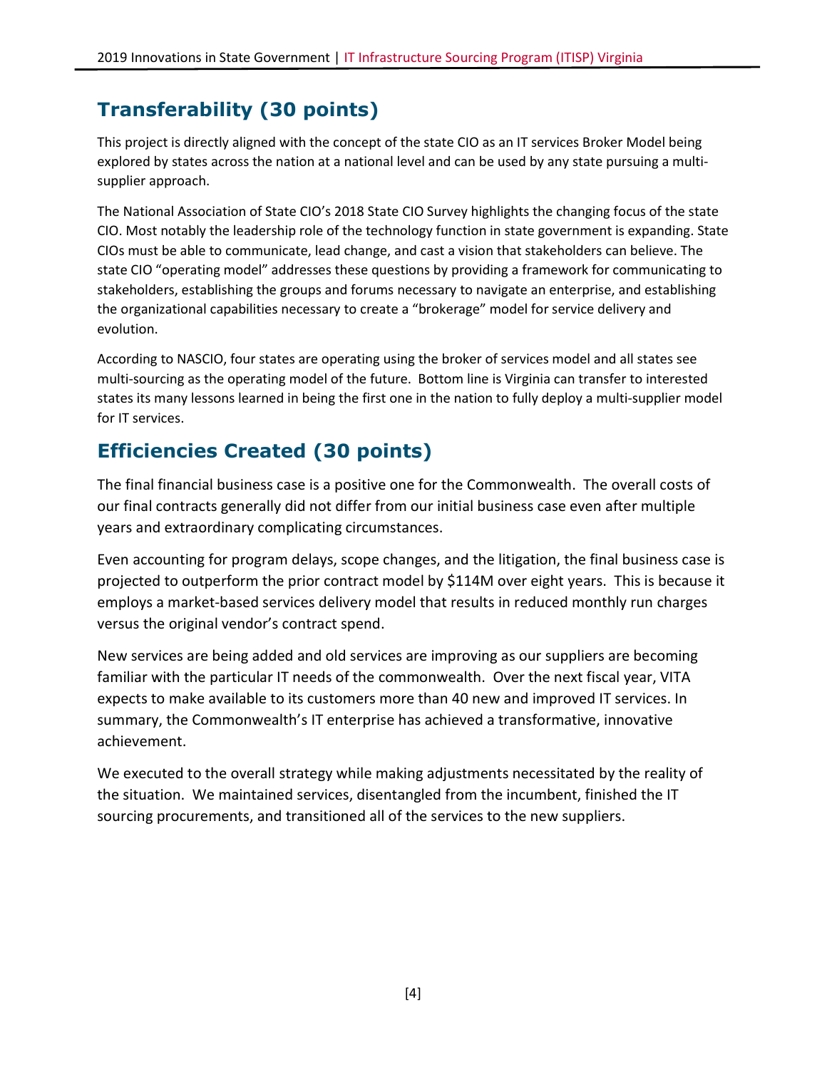## Transferability (30 points)

This project is directly aligned with the concept of the state CIO as an IT services Broker Model being explored by states across the nation at a national level and can be used by any state pursuing a multi-supplier approach.

The National Association of State CIO's 2018 State CIO Survey highlights the changing focus of the state CIO. Most notably the leadership role of the technology function in state government is expanding. State CIOs must be able to communicate, lead change, and cast a vision that stakeholders can believe. The state CIO "operating model" addresses these questions by providing a framework for communicating to stakeholders, establishing the groups and forums necessary to navigate an enterprise, and establishing the organizational capabilities necessary to create a "brokerage" model for service delivery and evolution.

According to NASCIO, four states are operating using the broker of services model and all states see multi-sourcing as the operating model of the future. Bottom line is Virginia can transfer to interested states its many lessons learned in being the first one in the nation to fully deploy a multi-supplier model for IT services.

## Efficiencies Created (30 points)

The final financial business case is a positive one for the Commonwealth. The overall costs of our final contracts generally did not differ from our initial business case even after multiple years and extraordinary complicating circumstances.

Even accounting for program delays, scope changes, and the litigation, the final business case is projected to outperform the prior contract model by $114M over eight years. This is because it employs a market-based services delivery model that results in reduced monthly run charges versus the original vendor's contract spend.

New services are being added and old services are improving as our suppliers are becoming familiar with the particular IT needs of the commonwealth. Over the next fiscal year, VITA expects to make available to its customers more than 40 new and improved IT services. In summary, the Commonwealth's IT enterprise has achieved a transformative, innovative achievement.

We executed to the overall strategy while making adjustments necessitated by the reality of the situation. We maintained services, disentangled from the incumbent, finished the IT sourcing procurements, and transitioned all of the services to the new suppliers.